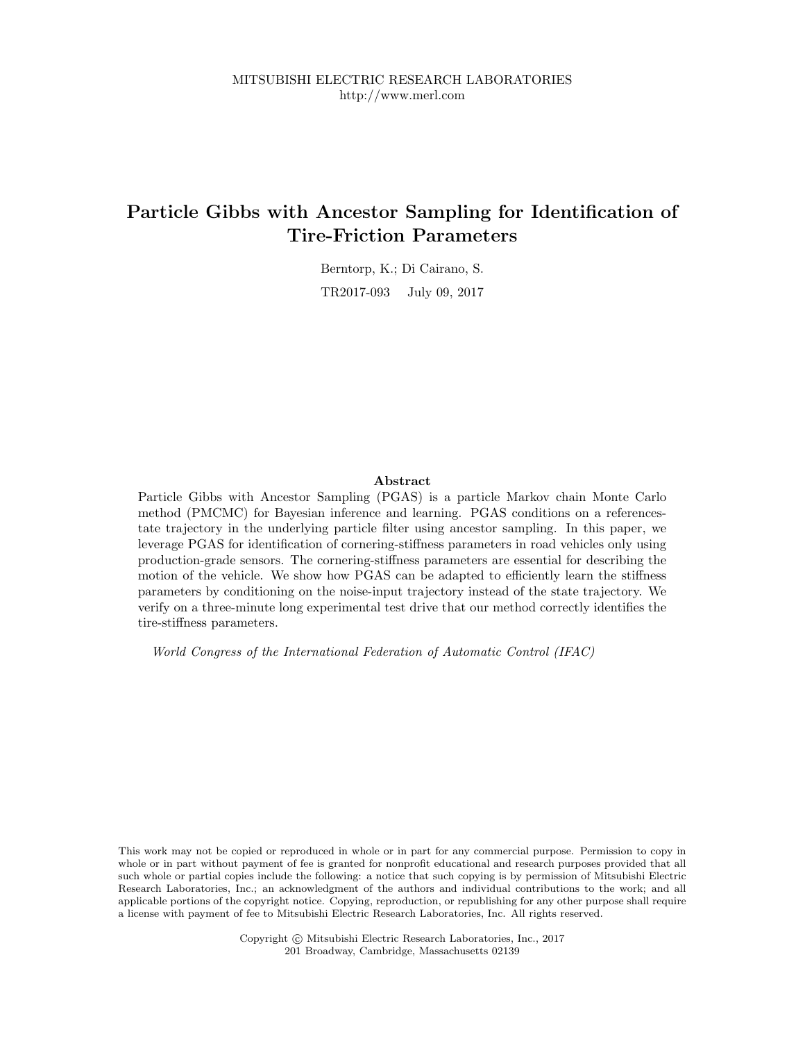MITSUBISHI ELECTRIC RESEARCH LABORATORIES
http://www.merl.com

# Particle Gibbs with Ancestor Sampling for Identification of Tire-Friction Parameters

Berntorp, K.; Di Cairano, S.

TR2017-093 July 09, 2017

### Abstract

Particle Gibbs with Ancestor Sampling (PGAS) is a particle Markov chain Monte Carlo method (PMCMC) for Bayesian inference and learning. PGAS conditions on a referencestate trajectory in the underlying particle filter using ancestor sampling. In this paper, we leverage PGAS for identification of cornering-stiffness parameters in road vehicles only using production-grade sensors. The cornering-stiffness parameters are essential for describing the motion of the vehicle. We show how PGAS can be adapted to efficiently learn the stiffness parameters by conditioning on the noise-input trajectory instead of the state trajectory. We verify on a three-minute long experimental test drive that our method correctly identifies the tire-stiffness parameters.

*World Congress of the International Federation of Automatic Control (IFAC)*

This work may not be copied or reproduced in whole or in part for any commercial purpose. Permission to copy in whole or in part without payment of fee is granted for nonprofit educational and research purposes provided that all such whole or partial copies include the following: a notice that such copying is by permission of Mitsubishi Electric Research Laboratories, Inc.; an acknowledgment of the authors and individual contributions to the work; and all applicable portions of the copyright notice. Copying, reproduction, or republishing for any other purpose shall require a license with payment of fee to Mitsubishi Electric Research Laboratories, Inc. All rights reserved.

Copyright © Mitsubishi Electric Research Laboratories, Inc., 2017
201 Broadway, Cambridge, Massachusetts 02139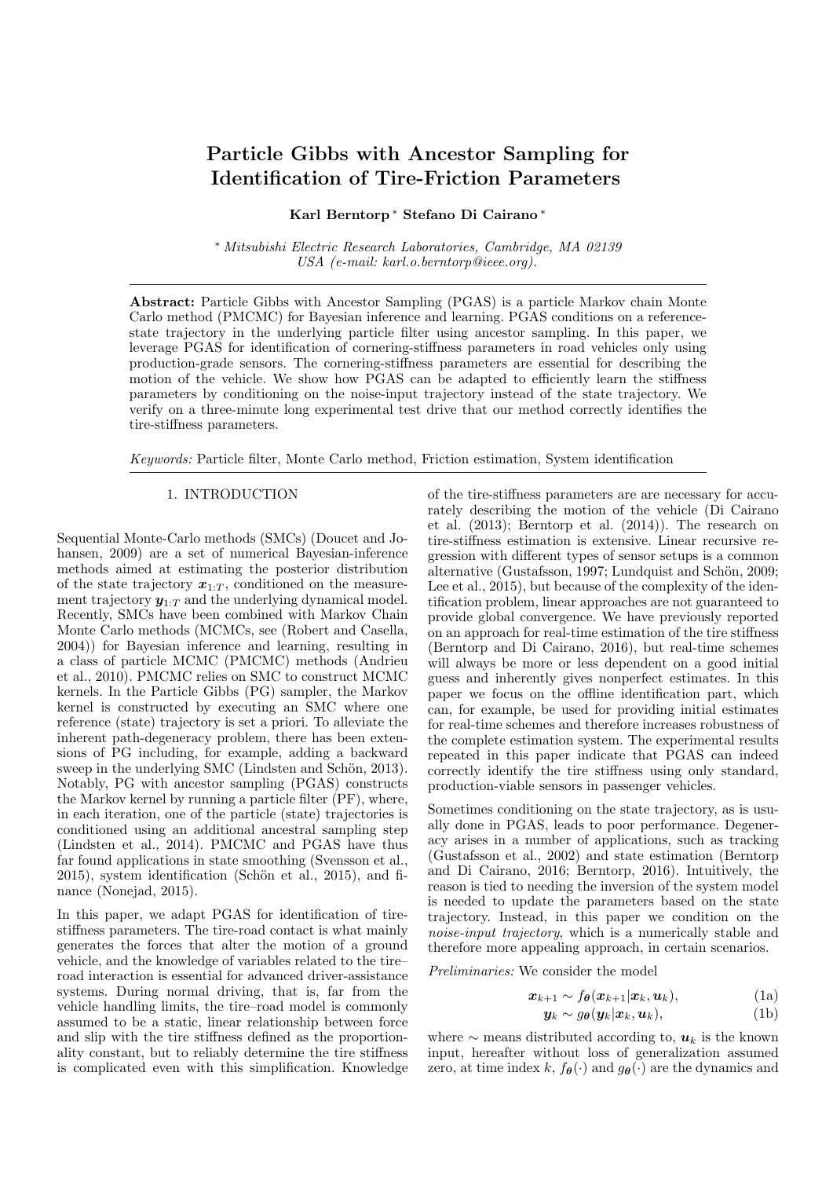# Particle Gibbs with Ancestor Sampling for Identification of Tire-Friction Parameters

**Karl Berntorp** * **Stefano Di Cairano** *

\* *Mitsubishi Electric Research Laboratories, Cambridge, MA 02139 USA (e-mail: karl.o.berntorp@ieee.org).*

**Abstract:** Particle Gibbs with Ancestor Sampling (PGAS) is a particle Markov chain Monte Carlo method (PMCMC) for Bayesian inference and learning. PGAS conditions on a reference-state trajectory in the underlying particle filter using ancestor sampling. In this paper, we leverage PGAS for identification of cornering-stiffness parameters in road vehicles only using production-grade sensors. The cornering-stiffness parameters are essential for describing the motion of the vehicle. We show how PGAS can be adapted to efficiently learn the stiffness parameters by conditioning on the noise-input trajectory instead of the state trajectory. We verify on a three-minute long experimental test drive that our method correctly identifies the tire-stiffness parameters.

*Keywords:* Particle filter, Monte Carlo method, Friction estimation, System identification

## 1. INTRODUCTION

Sequential Monte-Carlo methods (SMCs) (Doucet and Johansen, 2009) are a set of numerical Bayesian-inference methods aimed at estimating the posterior distribution of the state trajectory $\boldsymbol{x}_{1:T}$, conditioned on the measurement trajectory $\boldsymbol{y}_{1:T}$ and the underlying dynamical model. Recently, SMCs have been combined with Markov Chain Monte Carlo methods (MCMCs, see (Robert and Casella, 2004)) for Bayesian inference and learning, resulting in a class of particle MCMC (PMCMC) methods (Andrieu et al., 2010). PMCMC relies on SMC to construct MCMC kernels. In the Particle Gibbs (PG) sampler, the Markov kernel is constructed by executing an SMC where one reference (state) trajectory is set a priori. To alleviate the inherent path-degeneracy problem, there has been extensions of PG including, for example, adding a backward sweep in the underlying SMC (Lindsten and Schön, 2013). Notably, PG with ancestor sampling (PGAS) constructs the Markov kernel by running a particle filter (PF), where, in each iteration, one of the particle (state) trajectories is conditioned using an additional ancestral sampling step (Lindsten et al., 2014). PMCMC and PGAS have thus far found applications in state smoothing (Svensson et al., 2015), system identification (Schön et al., 2015), and finance (Nonejad, 2015).

In this paper, we adapt PGAS for identification of tire-stiffness parameters. The tire-road contact is what mainly generates the forces that alter the motion of a ground vehicle, and the knowledge of variables related to the tire–road interaction is essential for advanced driver-assistance systems. During normal driving, that is, far from the vehicle handling limits, the tire–road model is commonly assumed to be a static, linear relationship between force and slip with the tire stiffness defined as the proportionality constant, but to reliably determine the tire stiffness is complicated even with this simplification. Knowledge of the tire-stiffness parameters are are necessary for accurately describing the motion of the vehicle (Di Cairano et al. (2013); Berntorp et al. (2014)). The research on tire-stiffness estimation is extensive. Linear recursive regression with different types of sensor setups is a common alternative (Gustafsson, 1997; Lundquist and Schön, 2009; Lee et al., 2015), but because of the complexity of the identification problem, linear approaches are not guaranteed to provide global convergence. We have previously reported on an approach for real-time estimation of the tire stiffness (Berntorp and Di Cairano, 2016), but real-time schemes will always be more or less dependent on a good initial guess and inherently gives nonperfect estimates. In this paper we focus on the offline identification part, which can, for example, be used for providing initial estimates for real-time schemes and therefore increases robustness of the complete estimation system. The experimental results repeated in this paper indicate that PGAS can indeed correctly identify the tire stiffness using only standard, production-viable sensors in passenger vehicles.

Sometimes conditioning on the state trajectory, as is usually done in PGAS, leads to poor performance. Degeneracy arises in a number of applications, such as tracking (Gustafsson et al., 2002) and state estimation (Berntorp and Di Cairano, 2016; Berntorp, 2016). Intuitively, the reason is tied to needing the inversion of the system model is needed to update the parameters based on the state trajectory. Instead, in this paper we condition on the *noise-input trajectory*, which is a numerically stable and therefore more appealing approach, in certain scenarios.

*Preliminaries:* We consider the model

$$\boldsymbol{x}_{k+1} \sim f_{\boldsymbol{\theta}}(\boldsymbol{x}_{k+1}|\boldsymbol{x}_k, \boldsymbol{u}_k), \tag{1a}$$

$$\boldsymbol{y}_k \sim g_{\boldsymbol{\theta}}(\boldsymbol{y}_k|\boldsymbol{x}_k, \boldsymbol{u}_k), \tag{1b}$$

where $\sim$ means distributed according to, $\boldsymbol{u}_k$ is the known input, hereafter without loss of generalization assumed zero, at time index $k$, $f_{\boldsymbol{\theta}}(\cdot)$ and $g_{\boldsymbol{\theta}}(\cdot)$ are the dynamics and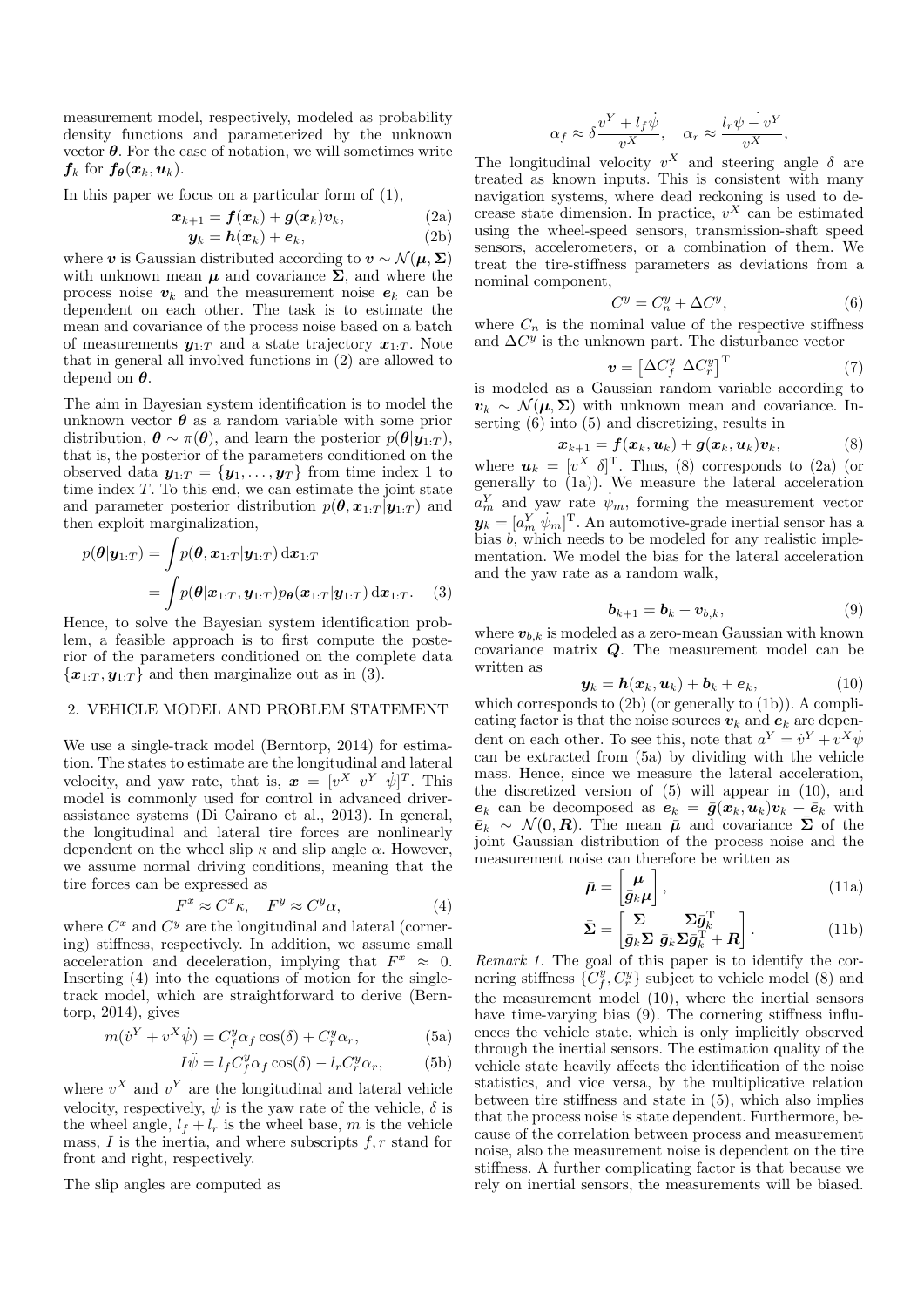measurement model, respectively, modeled as probability density functions and parameterized by the unknown vector $\boldsymbol{\theta}$. For the ease of notation, we will sometimes write $\boldsymbol{f}_k$ for $\boldsymbol{f}_{\boldsymbol{\theta}}(\boldsymbol{x}_k, \boldsymbol{u}_k)$.

In this paper we focus on a particular form of (1),

$$\boldsymbol{x}_{k+1} = \boldsymbol{f}(\boldsymbol{x}_k) + \boldsymbol{g}(\boldsymbol{x}_k)\boldsymbol{v}_k, \tag{2a}$$

$$\boldsymbol{y}_k = \boldsymbol{h}(\boldsymbol{x}_k) + \boldsymbol{e}_k, \tag{2b}$$

where $\boldsymbol{v}$ is Gaussian distributed according to $\boldsymbol{v} \sim \mathcal{N}(\boldsymbol{\mu}, \boldsymbol{\Sigma})$ with unknown mean $\boldsymbol{\mu}$ and covariance $\boldsymbol{\Sigma}$, and where the process noise $\boldsymbol{v}_k$ and the measurement noise $\boldsymbol{e}_k$ can be dependent on each other. The task is to estimate the mean and covariance of the process noise based on a batch of measurements $\boldsymbol{y}_{1:T}$ and a state trajectory $\boldsymbol{x}_{1:T}$. Note that in general all involved functions in (2) are allowed to depend on $\boldsymbol{\theta}$.

The aim in Bayesian system identification is to model the unknown vector $\boldsymbol{\theta}$ as a random variable with some prior distribution, $\boldsymbol{\theta} \sim \pi(\boldsymbol{\theta})$, and learn the posterior $p(\boldsymbol{\theta}|\boldsymbol{y}_{1:T})$, that is, the posterior of the parameters conditioned on the observed data $\boldsymbol{y}_{1:T} = \{\boldsymbol{y}_1, \dots, \boldsymbol{y}_T\}$ from time index 1 to time index $T$. To this end, we can estimate the joint state and parameter posterior distribution $p(\boldsymbol{\theta}, \boldsymbol{x}_{1:T}|\boldsymbol{y}_{1:T})$ and then exploit marginalization,

$$\begin{aligned} p(\boldsymbol{\theta}|\boldsymbol{y}_{1:T}) &= \int p(\boldsymbol{\theta}, \boldsymbol{x}_{1:T}|\boldsymbol{y}_{1:T}) \, \mathrm{d}\boldsymbol{x}_{1:T} \\ &= \int p(\boldsymbol{\theta}|\boldsymbol{x}_{1:T}, \boldsymbol{y}_{1:T}) p_{\boldsymbol{\theta}}(\boldsymbol{x}_{1:T}|\boldsymbol{y}_{1:T}) \, \mathrm{d}\boldsymbol{x}_{1:T}. \end{aligned} \tag{3}$$

Hence, to solve the Bayesian system identification problem, a feasible approach is to first compute the posterior of the parameters conditioned on the complete data $\{\boldsymbol{x}_{1:T}, \boldsymbol{y}_{1:T}\}$ and then marginalize out as in (3).

## 2. VEHICLE MODEL AND PROBLEM STATEMENT

We use a single-track model (Berntorp, 2014) for estimation. The states to estimate are the longitudinal and lateral velocity, and yaw rate, that is, $\boldsymbol{x} = [v^X \ v^Y \ \dot{\psi}]^T$. This model is commonly used for control in advanced driver-assistance systems (Di Cairano et al., 2013). In general, the longitudinal and lateral tire forces are nonlinearly dependent on the wheel slip $\kappa$ and slip angle $\alpha$. However, we assume normal driving conditions, meaning that the tire forces can be expressed as

$$F^x \approx C^x \kappa, \quad F^y \approx C^y \alpha, \tag{4}$$

where $C^x$ and $C^y$ are the longitudinal and lateral (cornering) stiffness, respectively. In addition, we assume small acceleration and deceleration, implying that $F^x \approx 0$. Inserting (4) into the equations of motion for the single-track model, which are straightforward to derive (Berntorp, 2014), gives

$$m(\dot{v}^Y + v^X\dot{\psi}) = C_f^y \alpha_f \cos(\delta) + C_r^y \alpha_r, \tag{5a}$$

$$I\ddot{\psi} = l_f C_f^y \alpha_f \cos(\delta) - l_r C_r^y \alpha_r, \tag{5b}$$

where $v^X$ and $v^Y$ are the longitudinal and lateral vehicle velocity, respectively, $\dot{\psi}$ is the yaw rate of the vehicle, $\delta$ is the wheel angle, $l_f + l_r$ is the wheel base, $m$ is the vehicle mass, $I$ is the inertia, and where subscripts $f, r$ stand for front and right, respectively.

The slip angles are computed as

$$\alpha_f \approx \delta \frac{v^Y + l_f\dot{\psi}}{v^X}, \quad \alpha_r \approx \frac{l_r\dot{\psi - v^Y}}{v^X},$$

The longitudinal velocity $v^X$ and steering angle $\delta$ are treated as known inputs. This is consistent with many navigation systems, where dead reckoning is used to decrease state dimension. In practice, $v^X$ can be estimated using the wheel-speed sensors, transmission-shaft speed sensors, accelerometers, or a combination of them. We treat the tire-stiffness parameters as deviations from a nominal component,

$$C^y = C_n^y + \Delta C^y, \tag{6}$$

where $C_n$ is the nominal value of the respective stiffness and $\Delta C^y$ is the unknown part. The disturbance vector

$$\boldsymbol{v} = \begin{bmatrix} \Delta C_f^y & \Delta C_r^y \end{bmatrix}^{\mathrm{T}} \tag{7}$$

is modeled as a Gaussian random variable according to $\boldsymbol{v}_k \sim \mathcal{N}(\boldsymbol{\mu}, \boldsymbol{\Sigma})$ with unknown mean and covariance. Inserting (6) into (5) and discretizing, results in

$$\boldsymbol{x}_{k+1} = \boldsymbol{f}(\boldsymbol{x}_k, \boldsymbol{u}_k) + \boldsymbol{g}(\boldsymbol{x}_k, \boldsymbol{u}_k)\boldsymbol{v}_k, \tag{8}$$

where $\boldsymbol{u}_k = [v^X \ \delta]^{\mathrm{T}}$. Thus, (8) corresponds to (2a) (or generally to (1a)). We measure the lateral acceleration $a_m^Y$ and yaw rate $\dot{\psi}_m$, forming the measurement vector $\boldsymbol{y}_k = [a_m^Y \ \dot{\psi}_m]^{\mathrm{T}}$. An automotive-grade inertial sensor has a bias $b$, which needs to be modeled for any realistic implementation. We model the bias for the lateral acceleration and the yaw rate as a random walk,

$$\boldsymbol{b}_{k+1} = \boldsymbol{b}_k + \boldsymbol{v}_{b,k}, \tag{9}$$

where $\boldsymbol{v}_{b,k}$ is modeled as a zero-mean Gaussian with known covariance matrix $\boldsymbol{Q}$. The measurement model can be written as

$$\boldsymbol{y}_k = \boldsymbol{h}(\boldsymbol{x}_k, \boldsymbol{u}_k) + \boldsymbol{b}_k + \boldsymbol{e}_k, \tag{10}$$

which corresponds to (2b) (or generally to (1b)). A complicating factor is that the noise sources $\boldsymbol{v}_k$ and $\boldsymbol{e}_k$ are dependent on each other. To see this, note that $a^Y = \dot{v}^Y + v^X\dot{\psi}$ can be extracted from (5a) by dividing with the vehicle mass. Hence, since we measure the lateral acceleration, the discretized version of (5) will appear in (10), and $\boldsymbol{e}_k$ can be decomposed as $\boldsymbol{e}_k = \bar{\boldsymbol{g}}(\boldsymbol{x}_k, \boldsymbol{u}_k)\boldsymbol{v}_k + \bar{\boldsymbol{e}}_k$ with $\bar{\boldsymbol{e}}_k \sim \mathcal{N}(\boldsymbol{0}, \boldsymbol{R})$. The mean $\bar{\boldsymbol{\mu}}$ and covariance $\bar{\boldsymbol{\Sigma}}$ of the joint Gaussian distribution of the process noise and the measurement noise can therefore be written as

$$\bar{\boldsymbol{\mu}} = \begin{bmatrix} \boldsymbol{\mu} \\ \bar{\boldsymbol{g}}_k \boldsymbol{\mu} \end{bmatrix}, \tag{11a}$$

$$\bar{\boldsymbol{\Sigma}} = \begin{bmatrix} \boldsymbol{\Sigma} & \boldsymbol{\Sigma}\bar{\boldsymbol{g}}_k^{\mathrm{T}} \\ \bar{\boldsymbol{g}}_k\boldsymbol{\Sigma} & \bar{\boldsymbol{g}}_k\boldsymbol{\Sigma}\bar{\boldsymbol{g}}_k^{\mathrm{T}} + \boldsymbol{R} \end{bmatrix}. \tag{11b}$$

*Remark 1.* The goal of this paper is to identify the cornering stiffness $\{C_f^y, C_r^y\}$ subject to vehicle model (8) and the measurement model (10), where the inertial sensors have time-varying bias (9). The cornering stiffness influences the vehicle state, which is only implicitly observed through the inertial sensors. The estimation quality of the vehicle state heavily affects the identification of the noise statistics, and vice versa, by the multiplicative relation between tire stiffness and state in (5), which also implies that the process noise is state dependent. Furthermore, because of the correlation between process and measurement noise, also the measurement noise is dependent on the tire stiffness. A further complicating factor is that because we rely on inertial sensors, the measurements will be biased.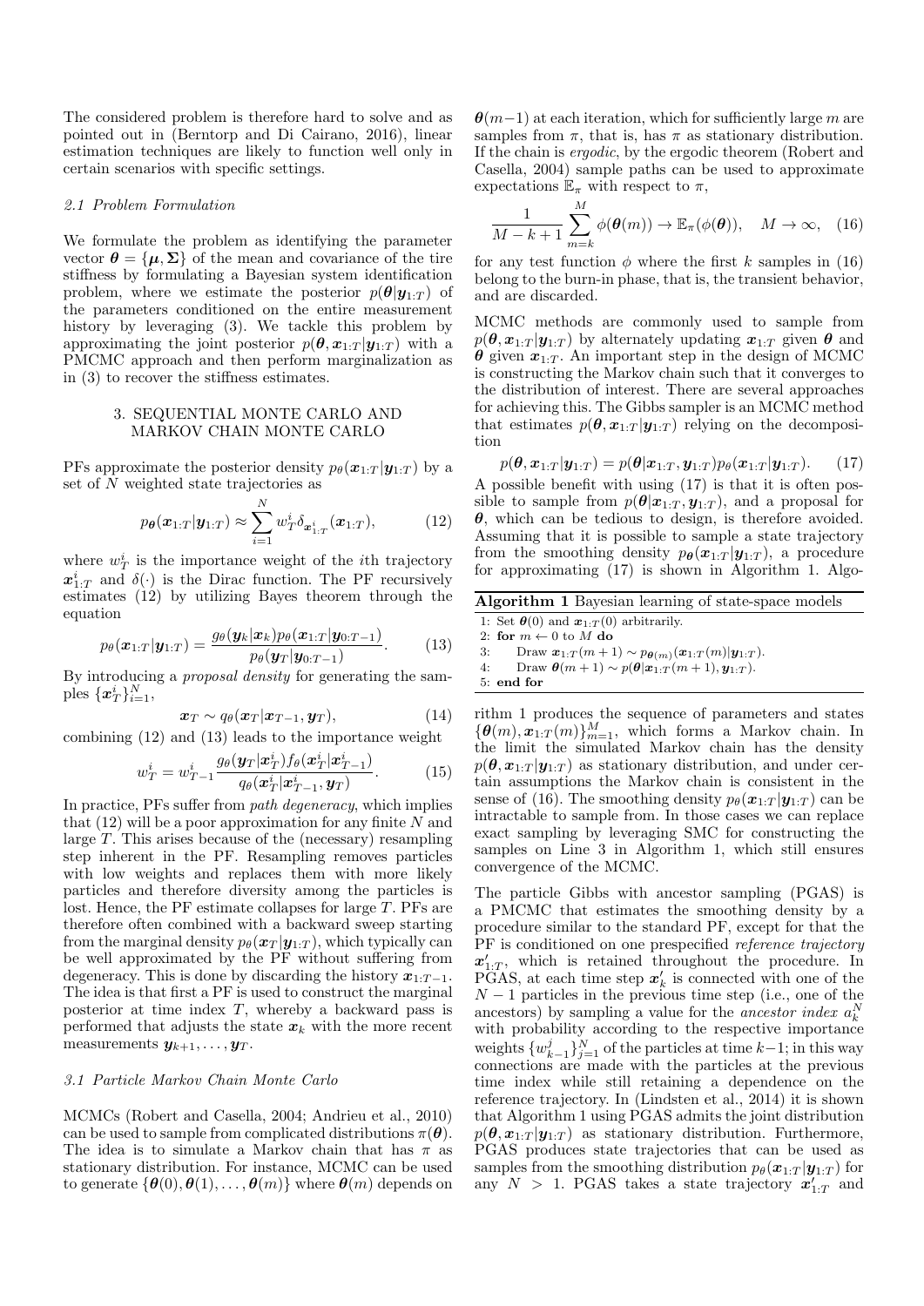The considered problem is therefore hard to solve and as pointed out in (Berntorp and Di Cairano, 2016), linear estimation techniques are likely to function well only in certain scenarios with specific settings.

### 2.1 Problem Formulation

We formulate the problem as identifying the parameter vector $\boldsymbol{\theta} = \{\boldsymbol{\mu}, \boldsymbol{\Sigma}\}$ of the mean and covariance of the tire stiffness by formulating a Bayesian system identification problem, where we estimate the posterior $p(\boldsymbol{\theta}|\boldsymbol{y}_{1:T})$ of the parameters conditioned on the entire measurement history by leveraging (3). We tackle this problem by approximating the joint posterior $p(\boldsymbol{\theta}, \boldsymbol{x}_{1:T}|\boldsymbol{y}_{1:T})$ with a PMCMC approach and then perform marginalization as in (3) to recover the stiffness estimates.

## 3. SEQUENTIAL MONTE CARLO AND MARKOV CHAIN MONTE CARLO

PFs approximate the posterior density $p_{\boldsymbol{\theta}}(\boldsymbol{x}_{1:T}|\boldsymbol{y}_{1:T})$ by a set of $N$ weighted state trajectories as

$$p_{\boldsymbol{\theta}}(\boldsymbol{x}_{1:T}|\boldsymbol{y}_{1:T}) \approx \sum_{i=1}^{N} w_T^i \delta_{\boldsymbol{x}_{1:T}^i}(\boldsymbol{x}_{1:T}), \tag{12}$$

where $w_T^i$ is the importance weight of the $i$th trajectory $\boldsymbol{x}_{1:T}^i$ and $\delta(\cdot)$ is the Dirac function. The PF recursively estimates (12) by utilizing Bayes theorem through the equation

$$p_{\theta}(\boldsymbol{x}_{1:T}|\boldsymbol{y}_{1:T}) = \frac{g_{\theta}(\boldsymbol{y}_k|\boldsymbol{x}_k)p_{\theta}(\boldsymbol{x}_{1:T}|\boldsymbol{y}_{0:T-1})}{p_{\theta}(\boldsymbol{y}_T|\boldsymbol{y}_{0:T-1})}. \tag{13}$$

By introducing a *proposal density* for generating the samples $\{\boldsymbol{x}_T^i\}_{i=1}^N$,

$$\boldsymbol{x}_T \sim q_{\theta}(\boldsymbol{x}_T|\boldsymbol{x}_{T-1}, \boldsymbol{y}_T), \tag{14}$$

combining (12) and (13) leads to the importance weight

$$w_T^i = w_{T-1}^i \frac{g_{\theta}(\boldsymbol{y}_T|\boldsymbol{x}_T^i) f_{\theta}(\boldsymbol{x}_T^i|\boldsymbol{x}_{T-1}^i)}{q_{\theta}(\boldsymbol{x}_T^i|\boldsymbol{x}_{T-1}^i, \boldsymbol{y}_T)}. \tag{15}$$

In practice, PFs suffer from *path degeneracy*, which implies that (12) will be a poor approximation for any finite $N$ and large $T$. This arises because of the (necessary) resampling step inherent in the PF. Resampling removes particles with low weights and replaces them with more likely particles and therefore diversity among the particles is lost. Hence, the PF estimate collapses for large $T$. PFs are therefore often combined with a backward sweep starting from the marginal density $p_{\theta}(\boldsymbol{x}_T|\boldsymbol{y}_{1:T})$, which typically can be well approximated by the PF without suffering from degeneracy. This is done by discarding the history $\boldsymbol{x}_{1:T-1}$. The idea is that first a PF is used to construct the marginal posterior at time index $T$, whereby a backward pass is performed that adjusts the state $\boldsymbol{x}_k$ with the more recent measurements $\boldsymbol{y}_{k+1}, \ldots, \boldsymbol{y}_T$.

### 3.1 Particle Markov Chain Monte Carlo

MCMCs (Robert and Casella, 2004; Andrieu et al., 2010) can be used to sample from complicated distributions $\pi(\boldsymbol{\theta})$. The idea is to simulate a Markov chain that has $\pi$ as stationary distribution. For instance, MCMC can be used to generate $\{\boldsymbol{\theta}(0), \boldsymbol{\theta}(1), \ldots, \boldsymbol{\theta}(m)\}$ where $\boldsymbol{\theta}(m)$ depends on $\boldsymbol{\theta}(m-1)$ at each iteration, which for sufficiently large $m$ are samples from $\pi$, that is, has $\pi$ as stationary distribution. If the chain is *ergodic*, by the ergodic theorem (Robert and Casella, 2004) sample paths can be used to approximate expectations $\mathbb{E}_{\pi}$ with respect to $\pi$,

$$\frac{1}{M-k+1} \sum_{m=k}^{M} \phi(\boldsymbol{\theta}(m)) \to \mathbb{E}_{\pi}(\phi(\boldsymbol{\theta})), \quad M \to \infty, \tag{16}$$

for any test function $\phi$ where the first $k$ samples in (16) belong to the burn-in phase, that is, the transient behavior, and are discarded.

MCMC methods are commonly used to sample from $p(\boldsymbol{\theta}, \boldsymbol{x}_{1:T}|\boldsymbol{y}_{1:T})$ by alternately updating $\boldsymbol{x}_{1:T}$ given $\boldsymbol{\theta}$ and $\boldsymbol{\theta}$ given $\boldsymbol{x}_{1:T}$. An important step in the design of MCMC is constructing the Markov chain such that it converges to the distribution of interest. There are several approaches for achieving this. The Gibbs sampler is an MCMC method that estimates $p(\boldsymbol{\theta}, \boldsymbol{x}_{1:T}|\boldsymbol{y}_{1:T})$ relying on the decomposition

$$p(\boldsymbol{\theta}, \boldsymbol{x}_{1:T}|\boldsymbol{y}_{1:T}) = p(\boldsymbol{\theta}|\boldsymbol{x}_{1:T}, \boldsymbol{y}_{1:T}) p_{\boldsymbol{\theta}}(\boldsymbol{x}_{1:T}|\boldsymbol{y}_{1:T}). \tag{17}$$

A possible benefit with using (17) is that it is often possible to sample from $p(\boldsymbol{\theta}|\boldsymbol{x}_{1:T}, \boldsymbol{y}_{1:T})$, and a proposal for $\boldsymbol{\theta}$, which can be tedious to design, is therefore avoided. Assuming that it is possible to sample a state trajectory from the smoothing density $p_{\boldsymbol{\theta}}(\boldsymbol{x}_{1:T}|\boldsymbol{y}_{1:T})$, a procedure for approximating (17) is shown in Algorithm 1. Algorithm 1 produces the sequence of parameters and states $\{\boldsymbol{\theta}(m), \boldsymbol{x}_{1:T}(m)\}_{m=1}^M$, which forms a Markov chain. In the limit the simulated Markov chain has the density $p(\boldsymbol{\theta}, \boldsymbol{x}_{1:T}|\boldsymbol{y}_{1:T})$ as stationary distribution, and under certain assumptions the Markov chain is consistent in the sense of (16). The smoothing density $p_{\boldsymbol{\theta}}(\boldsymbol{x}_{1:T}|\boldsymbol{y}_{1:T})$ can be intractable to sample from. In those cases we can replace exact sampling by leveraging SMC for constructing the samples on Line 3 in Algorithm 1, which still ensures convergence of the MCMC.

**Algorithm 1** Bayesian learning of state-space models

```
1: Set θ(0) and x_{1:T}(0) arbitrarily.
2: for m ← 0 to M do
3:     Draw x_{1:T}(m+1) ~ p_{θ(m)}(x_{1:T}(m)|y_{1:T}).
4:     Draw θ(m+1) ~ p(θ|x_{1:T}(m+1), y_{1:T}).
5: end for
```

The particle Gibbs with ancestor sampling (PGAS) is a PMCMC that estimates the smoothing density by a procedure similar to the standard PF, except for that the PF is conditioned on one prespecified *reference trajectory* $\boldsymbol{x}'_{1:T}$, which is retained throughout the procedure. In PGAS, at each time step $\boldsymbol{x}'_k$ is connected with one of the $N-1$ particles in the previous time step (i.e., one of the ancestors) by sampling a value for the *ancestor index* $a_k^N$ with probability according to the respective importance weights $\{w_{k-1}^j\}_{j=1}^N$ of the particles at time $k-1$; in this way connections are made with the particles at the previous time index while still retaining a dependence on the reference trajectory. In (Lindsten et al., 2014) it is shown that Algorithm 1 using PGAS admits the joint distribution $p(\boldsymbol{\theta}, \boldsymbol{x}_{1:T}|\boldsymbol{y}_{1:T})$ as stationary distribution. Furthermore, PGAS produces state trajectories that can be used as samples from the smoothing distribution $p_{\boldsymbol{\theta}}(\boldsymbol{x}_{1:T}|\boldsymbol{y}_{1:T})$ for any $N > 1$. PGAS takes a state trajectory $\boldsymbol{x}'_{1:T}$ and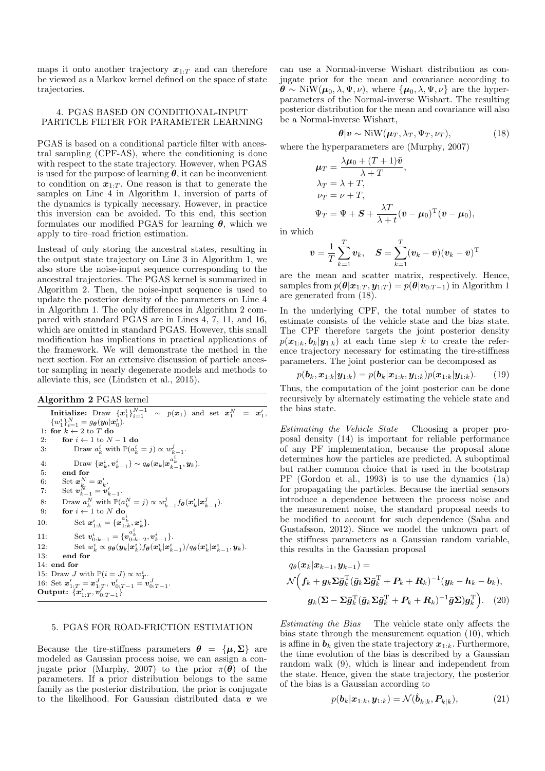maps it onto another trajectory $\boldsymbol{x}_{1:T}$ and can therefore be viewed as a Markov kernel defined on the space of state trajectories.

## 4. PGAS BASED ON CONDITIONAL-INPUT PARTICLE FILTER FOR PARAMETER LEARNING

PGAS is based on a conditional particle filter with ancestral sampling (CPF-AS), where the conditioning is done with respect to the state trajectory. However, when PGAS is used for the purpose of learning $\boldsymbol{\theta}$, it can be inconvenient to condition on $\boldsymbol{x}_{1:T}$. One reason is that to generate the samples on Line 4 in Algorithm 1, inversion of parts of the dynamics is typically necessary. However, in practice this inversion can be avoided. To this end, this section formulates our modified PGAS for learning $\boldsymbol{\theta}$, which we apply to tire–road friction estimation.

Instead of only storing the ancestral states, resulting in the output state trajectory on Line 3 in Algorithm 1, we also store the noise-input sequence corresponding to the ancestral trajectories. The PGAS kernel is summarized in Algorithm 2. Then, the noise-input sequence is used to update the posterior density of the parameters on Line 4 in Algorithm 1. The only differences in Algorithm 2 compared with standard PGAS are in Lines 4, 7, 11, and 16, which are omitted in standard PGAS. However, this small modification has implications in practical applications of the framework. We will demonstrate the method in the next section. For an extensive discussion of particle ancestor sampling in nearly degenerate models and methods to alleviate this, see (Lindsten et al., 2015).

**Algorithm 2** PGAS kernel

**Initialize:** Draw $\{\boldsymbol{x}_1^i\}_{i=1}^{N-1} \sim p(\boldsymbol{x}_1)$ and set $\boldsymbol{x}_1^N = \boldsymbol{x}_1'$, $\{w_1^i\}_{i=1}^N = g_{\boldsymbol{\theta}}(\boldsymbol{y}_0|\boldsymbol{x}_0^i)$.
1: **for** $k \leftarrow 2$ to $T$ **do**
2: &nbsp;&nbsp;**for** $i \leftarrow 1$ to $N-1$ **do**
3: &nbsp;&nbsp;&nbsp;&nbsp;Draw $a_k^i$ with $\mathbb{P}(a_k^i = j) \propto w_{k-1}^j$.
4: &nbsp;&nbsp;&nbsp;&nbsp;Draw $\{\boldsymbol{x}_k^i, \boldsymbol{v}_{k-1}^i\} \sim q_{\boldsymbol{\theta}}(\boldsymbol{x}_k|\boldsymbol{x}_{k-1}^{a_k^i}, \boldsymbol{y}_k)$.
5: &nbsp;&nbsp;**end for**
6: &nbsp;&nbsp;Set $\boldsymbol{x}_k^N = \boldsymbol{x}_k'$.
7: &nbsp;&nbsp;Set $\boldsymbol{v}_{k-1}^N = \boldsymbol{v}_{k-1}'$.
8: &nbsp;&nbsp;Draw $a_k^N$ with $\mathbb{P}(a_k^N = j) \propto w_{k-1}^j f_{\boldsymbol{\theta}}(\boldsymbol{x}_k'|\boldsymbol{x}_{k-1}^j)$.
9: &nbsp;&nbsp;**for** $i \leftarrow 1$ to $N$ **do**
10: &nbsp;&nbsp;&nbsp;&nbsp;Set $\boldsymbol{x}_{1:k}^i = \{\boldsymbol{x}_{1:k}^{a_k^i}, \boldsymbol{x}_k^i\}$.
11: &nbsp;&nbsp;&nbsp;&nbsp;Set $\boldsymbol{v}_{0:k-1}^i = \{\boldsymbol{v}_{0:k-2}^{a_k^i}, \boldsymbol{v}_{k-1}^i\}$.
12: &nbsp;&nbsp;&nbsp;&nbsp;Set $w_k^i \propto g_{\boldsymbol{\theta}}(\boldsymbol{y}_k|\boldsymbol{x}_k^i) f_{\boldsymbol{\theta}}(\boldsymbol{x}_k^i|\boldsymbol{x}_{k-1}^i)/q_{\boldsymbol{\theta}}(\boldsymbol{x}_k^i|\boldsymbol{x}_{k-1}^i, \boldsymbol{y}_k)$.
13: &nbsp;&nbsp;**end for**
14: **end for**
15: Draw $J$ with $\mathbb{P}(i = J) \propto w_T^i$.
16: Set $\boldsymbol{x}_{1:T}' = \boldsymbol{x}_{1:T}^J$, $\boldsymbol{v}_{0:T-1}' = \boldsymbol{v}_{0:T-1}^J$.
**Output:** $\{\boldsymbol{x}_{1:T}', \boldsymbol{v}_{0:T-1}'\}$

## 5. PGAS FOR ROAD-FRICTION ESTIMATION

Because the tire-stiffness parameters $\boldsymbol{\theta} = \{\boldsymbol{\mu}, \boldsymbol{\Sigma}\}$ are modeled as Gaussian process noise, we can assign a conjugate prior (Murphy, 2007) to the prior $\pi(\boldsymbol{\theta})$ of the parameters. If a prior distribution belongs to the same family as the posterior distribution, the prior is conjugate to the likelihood. For Gaussian distributed data $\boldsymbol{v}$ we can use a Normal-inverse Wishart distribution as conjugate prior for the mean and covariance according to $\boldsymbol{\theta} \sim \mathrm{NiW}(\boldsymbol{\mu}_0, \lambda, \Psi, \nu)$, where $\{\boldsymbol{\mu}_0, \lambda, \Psi, \nu\}$ are the hyperparameters of the Normal-inverse Wishart. The resulting posterior distribution for the mean and covariance will also be a Normal-inverse Wishart,

$$\boldsymbol{\theta}|\boldsymbol{v} \sim \mathrm{NiW}(\boldsymbol{\mu}_T, \lambda_T, \Psi_T, \nu_T), \tag{18}$$

where the hyperparameters are (Murphy, 2007)

$$\begin{aligned}
\boldsymbol{\mu}_T &= \frac{\lambda \boldsymbol{\mu}_0 + (T+1)\bar{\boldsymbol{v}}}{\lambda + T}, \\
\lambda_T &= \lambda + T, \\
\nu_T &= \nu + T, \\
\Psi_T &= \Psi + \boldsymbol{S} + \frac{\lambda T}{\lambda + t}(\bar{\boldsymbol{v}} - \boldsymbol{\mu}_0)^{\mathrm{T}}(\bar{\boldsymbol{v}} - \boldsymbol{\mu}_0),
\end{aligned}$$

in which

$$\bar{\boldsymbol{v}} = \frac{1}{T}\sum_{k=1}^{T} \boldsymbol{v}_k, \quad \boldsymbol{S} = \sum_{k=1}^{T} (\boldsymbol{v}_k - \bar{\boldsymbol{v}})(\boldsymbol{v}_k - \bar{\boldsymbol{v}})^{\mathrm{T}}$$

are the mean and scatter matrix, respectively. Hence, samples from $p(\boldsymbol{\theta}|\boldsymbol{x}_{1:T}, \boldsymbol{y}_{1:T}) = p(\boldsymbol{\theta}|\boldsymbol{v}_{0:T-1})$ in Algorithm 1 are generated from (18).

In the underlying CPF, the total number of states to estimate consists of the vehicle state and the bias state. The CPF therefore targets the joint posterior density $p(\boldsymbol{x}_{1:k}, \boldsymbol{b}_k|\boldsymbol{y}_{1:k})$ at each time step $k$ to create the reference trajectory necessary for estimating the tire-stiffness parameters. The joint posterior can be decomposed as

$$p(\boldsymbol{b}_k, \boldsymbol{x}_{1:k}|\boldsymbol{y}_{1:k}) = p(\boldsymbol{b}_k|\boldsymbol{x}_{1:k}, \boldsymbol{y}_{1:k})p(\boldsymbol{x}_{1:k}|\boldsymbol{y}_{1:k}). \tag{19}$$

Thus, the computation of the joint posterior can be done recursively by alternately estimating the vehicle state and the bias state.

*Estimating the Vehicle State* Choosing a proper proposal density (14) is important for reliable performance of any PF implementation, because the proposal alone determines how the particles are predicted. A suboptimal but rather common choice that is used in the bootstrap PF (Gordon et al., 1993) is to use the dynamics (1a) for propagating the particles. Because the inertial sensors introduce a dependence between the process noise and the measurement noise, the standard proposal needs to be modified to account for such dependence (Saha and Gustafsson, 2012). Since we model the unknown part of the stiffness parameters as a Gaussian random variable, this results in the Gaussian proposal

$$\begin{aligned}
&q_{\theta}(\boldsymbol{x}_k|\boldsymbol{x}_{k-1}, \boldsymbol{y}_{k-1}) = \\
&\mathcal{N}\Big(\boldsymbol{f}_k + \boldsymbol{g}_k \boldsymbol{\Sigma} \bar{\boldsymbol{g}}_k^{\mathrm{T}}(\bar{\boldsymbol{g}}_k \boldsymbol{\Sigma} \bar{\boldsymbol{g}}_k^{\mathrm{T}} + \boldsymbol{P}_k + \boldsymbol{R}_k)^{-1}(\boldsymbol{y}_k - \boldsymbol{h}_k - \boldsymbol{b}_k), \\
&\qquad \boldsymbol{g}_k(\boldsymbol{\Sigma} - \boldsymbol{\Sigma}\bar{\boldsymbol{g}}_k^{\mathrm{T}}(\bar{\boldsymbol{g}}_k \boldsymbol{\Sigma} \bar{\boldsymbol{g}}_k^{\mathrm{T}} + \boldsymbol{P}_k + \boldsymbol{R}_k)^{-1}\bar{\boldsymbol{g}}\boldsymbol{\Sigma})\boldsymbol{g}_k^{\mathrm{T}}\Big).
\end{aligned} \tag{20}$$

*Estimating the Bias* The vehicle state only affects the bias state through the measurement equation (10), which is affine in $\boldsymbol{b}_k$ given the state trajectory $\boldsymbol{x}_{1:k}$. Furthermore, the time evolution of the bias is described by a Gaussian random walk (9), which is linear and independent from the state. Hence, given the state trajectory, the posterior of the bias is a Gaussian according to

$$p(\boldsymbol{b}_k|\boldsymbol{x}_{1:k}, \boldsymbol{y}_{1:k}) = \mathcal{N}(\hat{\boldsymbol{b}}_{k|k}, \boldsymbol{P}_{k|k}), \tag{21}$$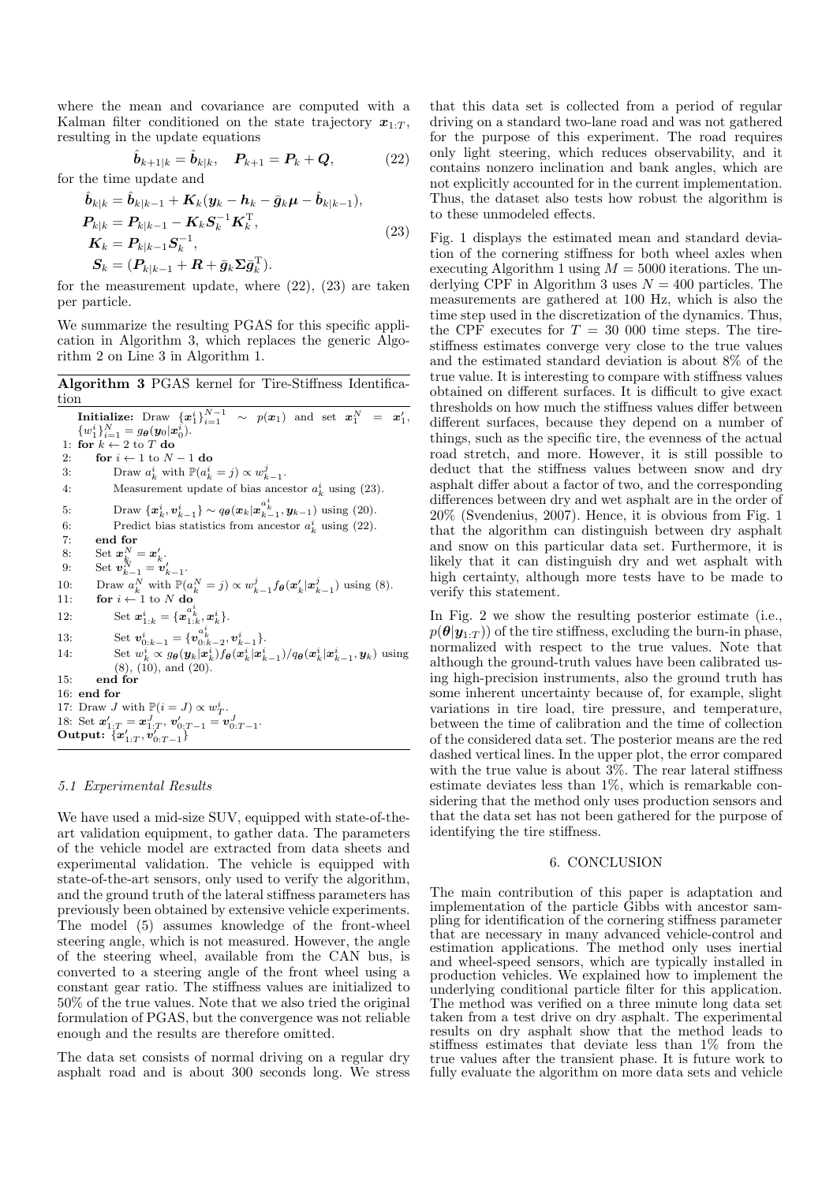where the mean and covariance are computed with a Kalman filter conditioned on the state trajectory $\boldsymbol{x}_{1:T}$, resulting in the update equations

$$\hat{\boldsymbol{b}}_{k+1|k} = \hat{\boldsymbol{b}}_{k|k}, \quad \boldsymbol{P}_{k+1} = \boldsymbol{P}_k + \boldsymbol{Q}, \tag{22}$$

for the time update and

$$\begin{aligned}
\hat{\boldsymbol{b}}_{k|k} &= \hat{\boldsymbol{b}}_{k|k-1} + \boldsymbol{K}_k(\boldsymbol{y}_k - \boldsymbol{h}_k - \bar{\boldsymbol{g}}_k\boldsymbol{\mu} - \hat{\boldsymbol{b}}_{k|k-1}),\\
\boldsymbol{P}_{k|k} &= \boldsymbol{P}_{k|k-1} - \boldsymbol{K}_k\boldsymbol{S}_k^{-1}\boldsymbol{K}_k^{\mathrm{T}},\\
\boldsymbol{K}_k &= \boldsymbol{P}_{k|k-1}\boldsymbol{S}_k^{-1},\\
\boldsymbol{S}_k &= (\boldsymbol{P}_{k|k-1} + \boldsymbol{R} + \bar{\boldsymbol{g}}_k\boldsymbol{\Sigma}\bar{\boldsymbol{g}}_k^{\mathrm{T}}).
\end{aligned} \tag{23}$$

for the measurement update, where (22), (23) are taken per particle.

We summarize the resulting PGAS for this specific application in Algorithm 3, which replaces the generic Algorithm 2 on Line 3 in Algorithm 1.

**Algorithm 3** PGAS kernel for Tire-Stiffness Identification

**Initialize:** Draw $\{\boldsymbol{x}_1^i\}_{i=1}^{N-1} \sim p(\boldsymbol{x}_1)$ and set $\boldsymbol{x}_1^N = \boldsymbol{x}_1'$, $\{w_1^i\}_{i=1}^N = g_{\boldsymbol{\theta}}(\boldsymbol{y}_0|\boldsymbol{x}_0^i)$.
1: **for** $k \leftarrow 2$ to $T$ **do**
2: **for** $i \leftarrow 1$ to $N-1$ **do**
3: Draw $a_k^i$ with $\mathbb{P}(a_k^i = j) \propto w_{k-1}^j$.
4: Measurement update of bias ancestor $a_k^i$ using (23).
5: Draw $\{\boldsymbol{x}_k^i, \boldsymbol{v}_{k-1}^i\} \sim q_{\boldsymbol{\theta}}(\boldsymbol{x}_k|\boldsymbol{x}_{k-1}^{a_k^i}, \boldsymbol{y}_{k-1})$ using (20).
6: Predict bias statistics from ancestor $a_k^i$ using (22).
7: **end for**
8: Set $\boldsymbol{x}_k^N = \boldsymbol{x}_k'$.
9: Set $\boldsymbol{v}_{k-1}^N = \boldsymbol{v}_{k-1}'$.
10: Draw $a_k^N$ with $\mathbb{P}(a_k^N = j) \propto w_{k-1}^j f_{\boldsymbol{\theta}}(\boldsymbol{x}_k'|\boldsymbol{x}_{k-1}^j)$ using (8).
11: **for** $i \leftarrow 1$ to $N$ **do**
12: Set $\boldsymbol{x}_{1:k}^i = \{\boldsymbol{x}_{1:k}^{a_k^i}, \boldsymbol{x}_k^i\}$.
13: Set $\boldsymbol{v}_{0:k-1}^i = \{\boldsymbol{v}_{0:k-2}^{a_k^i}, \boldsymbol{v}_{k-1}^i\}$.
14: Set $w_k^i \propto g_{\boldsymbol{\theta}}(\boldsymbol{y}_k|\boldsymbol{x}_k^i) f_{\boldsymbol{\theta}}(\boldsymbol{x}_k^i|\boldsymbol{x}_{k-1}^i)/q_{\boldsymbol{\theta}}(\boldsymbol{x}_k^i|\boldsymbol{x}_{k-1}^i, \boldsymbol{y}_k)$ using (8), (10), and (20).
15: **end for**
16: **end for**
17: Draw $J$ with $\mathbb{P}(i = J) \propto w_T^i$.
18: Set $\boldsymbol{x}_{1:T}' = \boldsymbol{x}_{1:T}^J$, $\boldsymbol{v}_{0:T-1}' = \boldsymbol{v}_{0:T-1}^J$.
**Output:** $\{\boldsymbol{x}_{1:T}', \boldsymbol{v}_{0:T-1}'\}$

### *5.1 Experimental Results*

We have used a mid-size SUV, equipped with state-of-the-art validation equipment, to gather data. The parameters of the vehicle model are extracted from data sheets and experimental validation. The vehicle is equipped with state-of-the-art sensors, only used to verify the algorithm, and the ground truth of the lateral stiffness parameters has previously been obtained by extensive vehicle experiments. The model (5) assumes knowledge of the front-wheel steering angle, which is not measured. However, the angle of the steering wheel, available from the CAN bus, is converted to a steering angle of the front wheel using a constant gear ratio. The stiffness values are initialized to 50% of the true values. Note that we also tried the original formulation of PGAS, but the convergence was not reliable enough and the results are therefore omitted.

The data set consists of normal driving on a regular dry asphalt road and is about 300 seconds long. We stress that this data set is collected from a period of regular driving on a standard two-lane road and was not gathered for the purpose of this experiment. The road requires only light steering, which reduces observability, and it contains nonzero inclination and bank angles, which are not explicitly accounted for in the current implementation. Thus, the dataset also tests how robust the algorithm is to these unmodeled effects.

Fig. 1 displays the estimated mean and standard deviation of the cornering stiffness for both wheel axles when executing Algorithm 1 using $M = 5000$ iterations. The underlying CPF in Algorithm 3 uses $N = 400$ particles. The measurements are gathered at 100 Hz, which is also the time step used in the discretization of the dynamics. Thus, the CPF executes for $T = 30\ 000$ time steps. The tire-stiffness estimates converge very close to the true values and the estimated standard deviation is about 8% of the true value. It is interesting to compare with stiffness values obtained on different surfaces. It is difficult to give exact thresholds on how much the stiffness values differ between different surfaces, because they depend on a number of things, such as the specific tire, the evenness of the actual road stretch, and more. However, it is still possible to deduct that the stiffness values between snow and dry asphalt differ about a factor of two, and the corresponding differences between dry and wet asphalt are in the order of 20% (Svendenius, 2007). Hence, it is obvious from Fig. 1 that the algorithm can distinguish between dry asphalt and snow on this particular data set. Furthermore, it is likely that it can distinguish dry and wet asphalt with high certainty, although more tests have to be made to verify this statement.

In Fig. 2 we show the resulting posterior estimate (i.e., $p(\boldsymbol{\theta}|\boldsymbol{y}_{1:T})$) of the tire stiffness, excluding the burn-in phase, normalized with respect to the true values. Note that although the ground-truth values have been calibrated using high-precision instruments, also the ground truth has some inherent uncertainty because of, for example, slight variations in tire load, tire pressure, and temperature, between the time of calibration and the time of collection of the considered data set. The posterior means are the red dashed vertical lines. In the upper plot, the error compared with the true value is about 3%. The rear lateral stiffness estimate deviates less than 1%, which is remarkable considering that the method only uses production sensors and that the data set has not been gathered for the purpose of identifying the tire stiffness.

## 6. CONCLUSION

The main contribution of this paper is adaptation and implementation of the particle Gibbs with ancestor sampling for identification of the cornering stiffness parameter that are necessary in many advanced vehicle-control and estimation applications. The method only uses inertial and wheel-speed sensors, which are typically installed in production vehicles. We explained how to implement the underlying conditional particle filter for this application. The method was verified on a three minute long data set taken from a test drive on dry asphalt. The experimental results on dry asphalt show that the method leads to stiffness estimates that deviate less than 1% from the true values after the transient phase. It is future work to fully evaluate the algorithm on more data sets and vehicle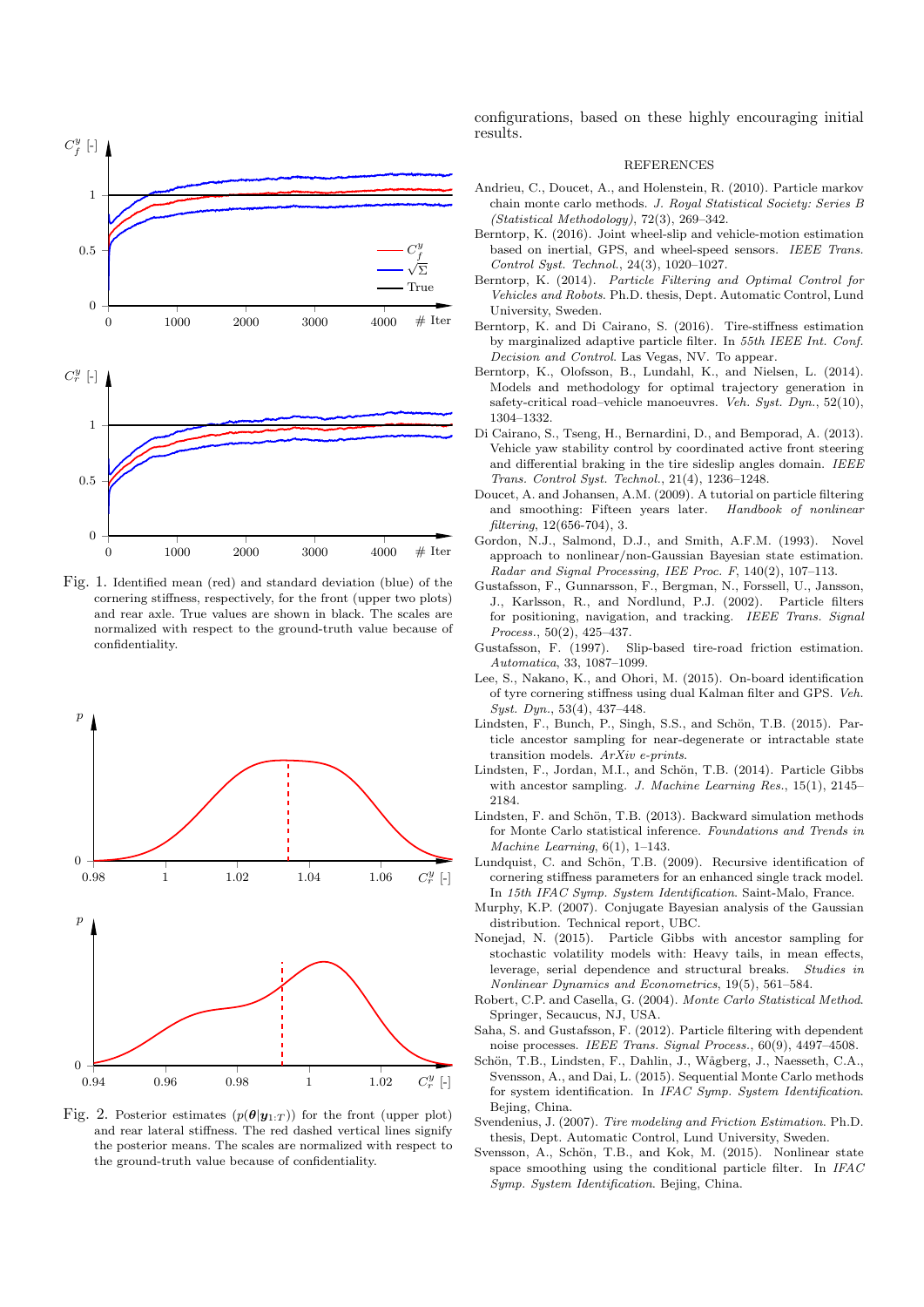$C_f^y$ [-]

1

0.5

0

0 1000 2000 3000 4000 # Iter

$C_f^y$

$\sqrt{\Sigma}$

True

$C_r^y$ [-]

1

0.5

0

0 1000 2000 3000 4000 # Iter

Fig. 1. Identified mean (red) and standard deviation (blue) of the cornering stiffness, respectively, for the front (upper two plots) and rear axle. True values are shown in black. The scales are normalized with respect to the ground-truth value because of confidentiality.

$p$

0

0.98 1 1.02 1.04 1.06 $C_r^y$ [-]

$p$

0

0.94 0.96 0.98 1 1.02 $C_r^y$ [-]

Fig. 2. Posterior estimates ($p(\boldsymbol{\theta}|\boldsymbol{y}_{1:T})$) for the front (upper plot) and rear lateral stiffness. The red dashed vertical lines signify the posterior means. The scales are normalized with respect to the ground-truth value because of confidentiality.

configurations, based on these highly encouraging initial results.

## REFERENCES

Andrieu, C., Doucet, A., and Holenstein, R. (2010). Particle markov chain monte carlo methods. *J. Royal Statistical Society: Series B (Statistical Methodology)*, 72(3), 269–342.

Berntorp, K. (2016). Joint wheel-slip and vehicle-motion estimation based on inertial, GPS, and wheel-speed sensors. *IEEE Trans. Control Syst. Technol.*, 24(3), 1020–1027.

Berntorp, K. (2014). *Particle Filtering and Optimal Control for Vehicles and Robots*. Ph.D. thesis, Dept. Automatic Control, Lund University, Sweden.

Berntorp, K. and Di Cairano, S. (2016). Tire-stiffness estimation by marginalized adaptive particle filter. In *55th IEEE Int. Conf. Decision and Control*. Las Vegas, NV. To appear.

Berntorp, K., Olofsson, B., Lundahl, K., and Nielsen, L. (2014). Models and methodology for optimal trajectory generation in safety-critical road–vehicle manoeuvres. *Veh. Syst. Dyn.*, 52(10), 1304–1332.

Di Cairano, S., Tseng, H., Bernardini, D., and Bemporad, A. (2013). Vehicle yaw stability control by coordinated active front steering and differential braking in the tire sideslip angles domain. *IEEE Trans. Control Syst. Technol.*, 21(4), 1236–1248.

Doucet, A. and Johansen, A.M. (2009). A tutorial on particle filtering and smoothing: Fifteen years later. *Handbook of nonlinear filtering*, 12(656-704), 3.

Gordon, N.J., Salmond, D.J., and Smith, A.F.M. (1993). Novel approach to nonlinear/non-Gaussian Bayesian state estimation. *Radar and Signal Processing, IEE Proc. F*, 140(2), 107–113.

Gustafsson, F., Gunnarsson, F., Bergman, N., Forssell, U., Jansson, J., Karlsson, R., and Nordlund, P.J. (2002). Particle filters for positioning, navigation, and tracking. *IEEE Trans. Signal Process.*, 50(2), 425–437.

Gustafsson, F. (1997). Slip-based tire-road friction estimation. *Automatica*, 33, 1087–1099.

Lee, S., Nakano, K., and Ohori, M. (2015). On-board identification of tyre cornering stiffness using dual Kalman filter and GPS. *Veh. Syst. Dyn.*, 53(4), 437–448.

Lindsten, F., Bunch, P., Singh, S.S., and Schön, T.B. (2015). Particle ancestor sampling for near-degenerate or intractable state transition models. *ArXiv e-prints*.

Lindsten, F., Jordan, M.I., and Schön, T.B. (2014). Particle Gibbs with ancestor sampling. *J. Machine Learning Res.*, 15(1), 2145–2184.

Lindsten, F. and Schön, T.B. (2013). Backward simulation methods for Monte Carlo statistical inference. *Foundations and Trends in Machine Learning*, 6(1), 1–143.

Lundquist, C. and Schön, T.B. (2009). Recursive identification of cornering stiffness parameters for an enhanced single track model. In *15th IFAC Symp. System Identification*. Saint-Malo, France.

Murphy, K.P. (2007). Conjugate Bayesian analysis of the Gaussian distribution. Technical report, UBC.

Nonejad, N. (2015). Particle Gibbs with ancestor sampling for stochastic volatility models with: Heavy tails, in mean effects, leverage, serial dependence and structural breaks. *Studies in Nonlinear Dynamics and Econometrics*, 19(5), 561–584.

Robert, C.P. and Casella, G. (2004). *Monte Carlo Statistical Method*. Springer, Secaucus, NJ, USA.

Saha, S. and Gustafsson, F. (2012). Particle filtering with dependent noise processes. *IEEE Trans. Signal Process.*, 60(9), 4497–4508.

Schön, T.B., Lindsten, F., Dahlin, J., Wågberg, J., Naesseth, C.A., Svensson, A., and Dai, L. (2015). Sequential Monte Carlo methods for system identification. In *IFAC Symp. System Identification*. Bejing, China.

Svendenius, J. (2007). *Tire modeling and Friction Estimation*. Ph.D. thesis, Dept. Automatic Control, Lund University, Sweden.

Svensson, A., Schön, T.B., and Kok, M. (2015). Nonlinear state space smoothing using the conditional particle filter. In *IFAC Symp. System Identification*. Bejing, China.